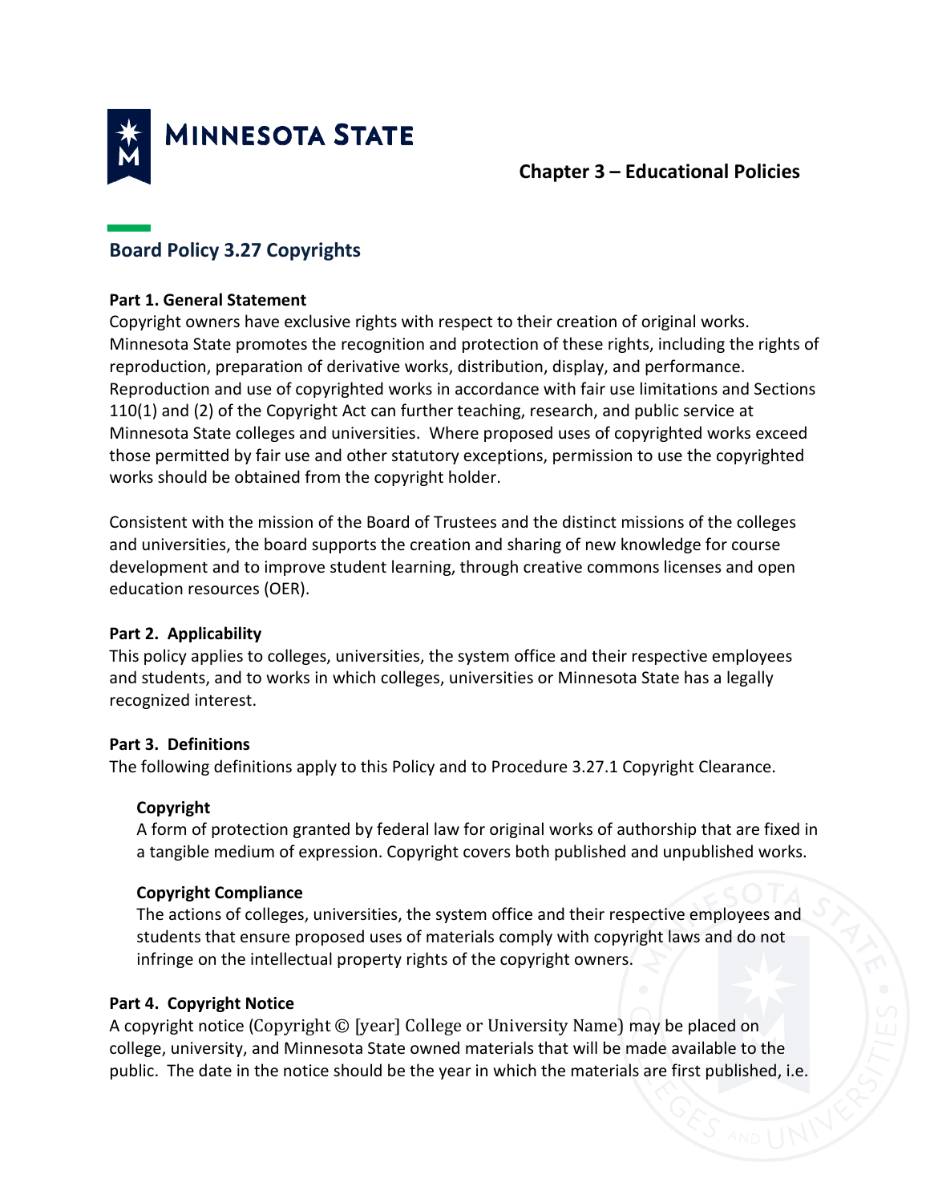Chapter 3 – Educational Policies

# Board Policy 3.27 Copyrights

## Part 1. General Statement

Copyright owners have exclusive rights with respect to their creation of original works. Minnesota State promotes the recognition and protection of these rights, including the rights of reproduction, preparation of derivative works, distribution, display, and performance. Reproduction and use of copyrighted works in accordance with fair use limitations and Sections 110(1) and (2) of the Copyright Act can further teaching, research, and public service at Minnesota State colleges and universities. Where proposed uses of copyrighted works exceed those permitted by fair use and other statutory exceptions, permission to use the copyrighted works should be obtained from the copyright holder.

Consistent with the mission of the Board of Trustees and the distinct missions of the colleges and universities, the board supports the creation and sharing of new knowledge for course development and to improve student learning, through creative commons licenses and open education resources (OER).

## Part 2. Applicability

This policy applies to colleges, universities, the system office and their respective employees and students, and to works in which colleges, universities or Minnesota State has a legally recognized interest.

## Part 3. Definitions

The following definitions apply to this Policy and to Procedure 3.27.1 Copyright Clearance.

### Copyright

A form of protection granted by federal law for original works of authorship that are fixed in a tangible medium of expression. Copyright covers both published and unpublished works.

### Copyright Compliance

The actions of colleges, universities, the system office and their respective employees and students that ensure proposed uses of materials comply with copyright laws and do not infringe on the intellectual property rights of the copyright owners.

## Part 4. Copyright Notice

A copyright notice (Copyright © [year] College or University Name) may be placed on college, university, and Minnesota State owned materials that will be made available to the public. The date in the notice should be the year in which the materials are first published, i.e.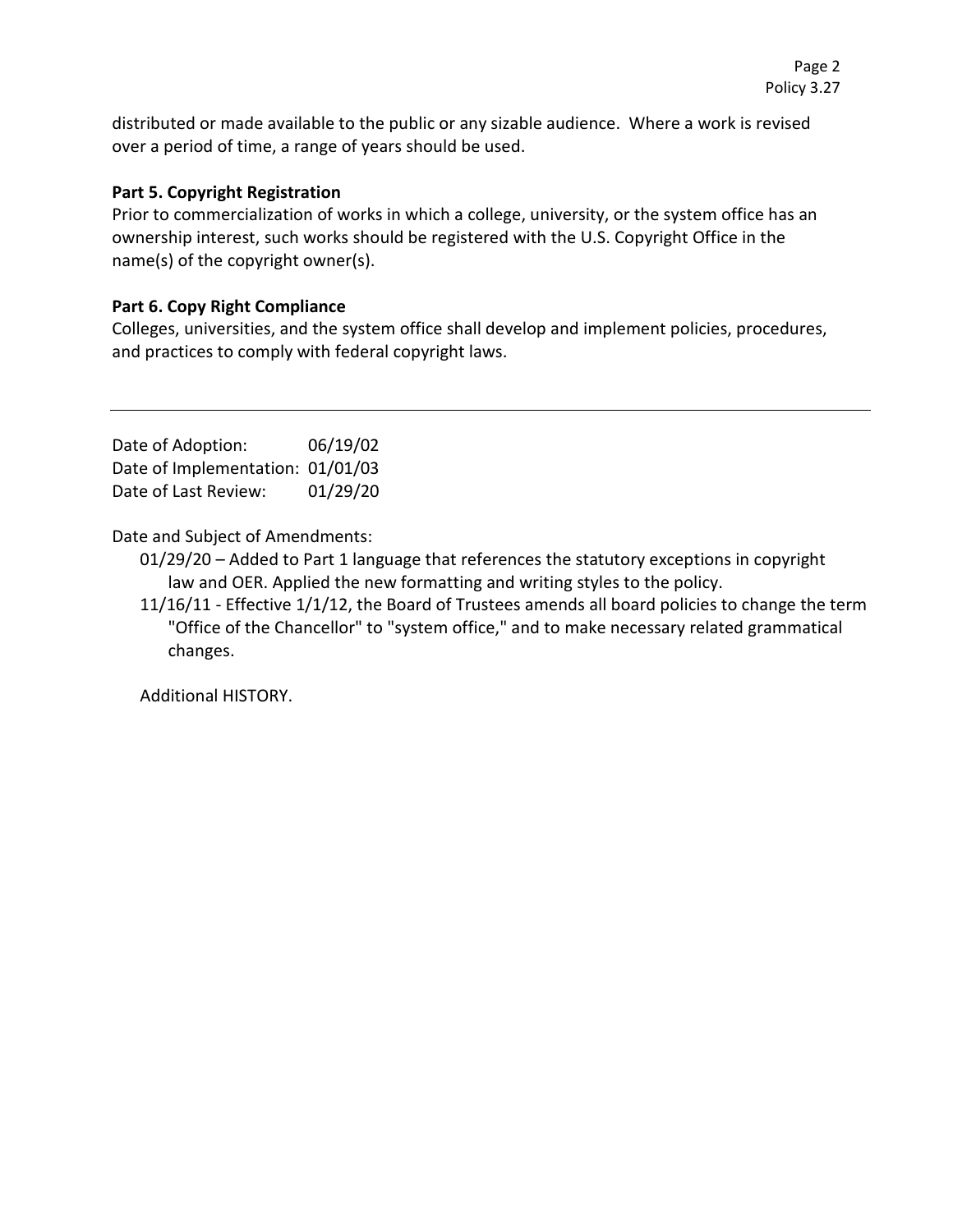distributed or made available to the public or any sizable audience. Where a work is revised over a period of time, a range of years should be used.

**Part 5. Copyright Registration**

Prior to commercialization of works in which a college, university, or the system office has an ownership interest, such works should be registered with the U.S. Copyright Office in the name(s) of the copyright owner(s).

**Part 6. Copy Right Compliance**

Colleges, universities, and the system office shall develop and implement policies, procedures, and practices to comply with federal copyright laws.

---

Date of Adoption: 06/19/02
Date of Implementation: 01/01/03
Date of Last Review: 01/29/20

Date and Subject of Amendments:

- 01/29/20 – Added to Part 1 language that references the statutory exceptions in copyright law and OER. Applied the new formatting and writing styles to the policy.
- 11/16/11 - Effective 1/1/12, the Board of Trustees amends all board policies to change the term "Office of the Chancellor" to "system office," and to make necessary related grammatical changes.

Additional HISTORY.